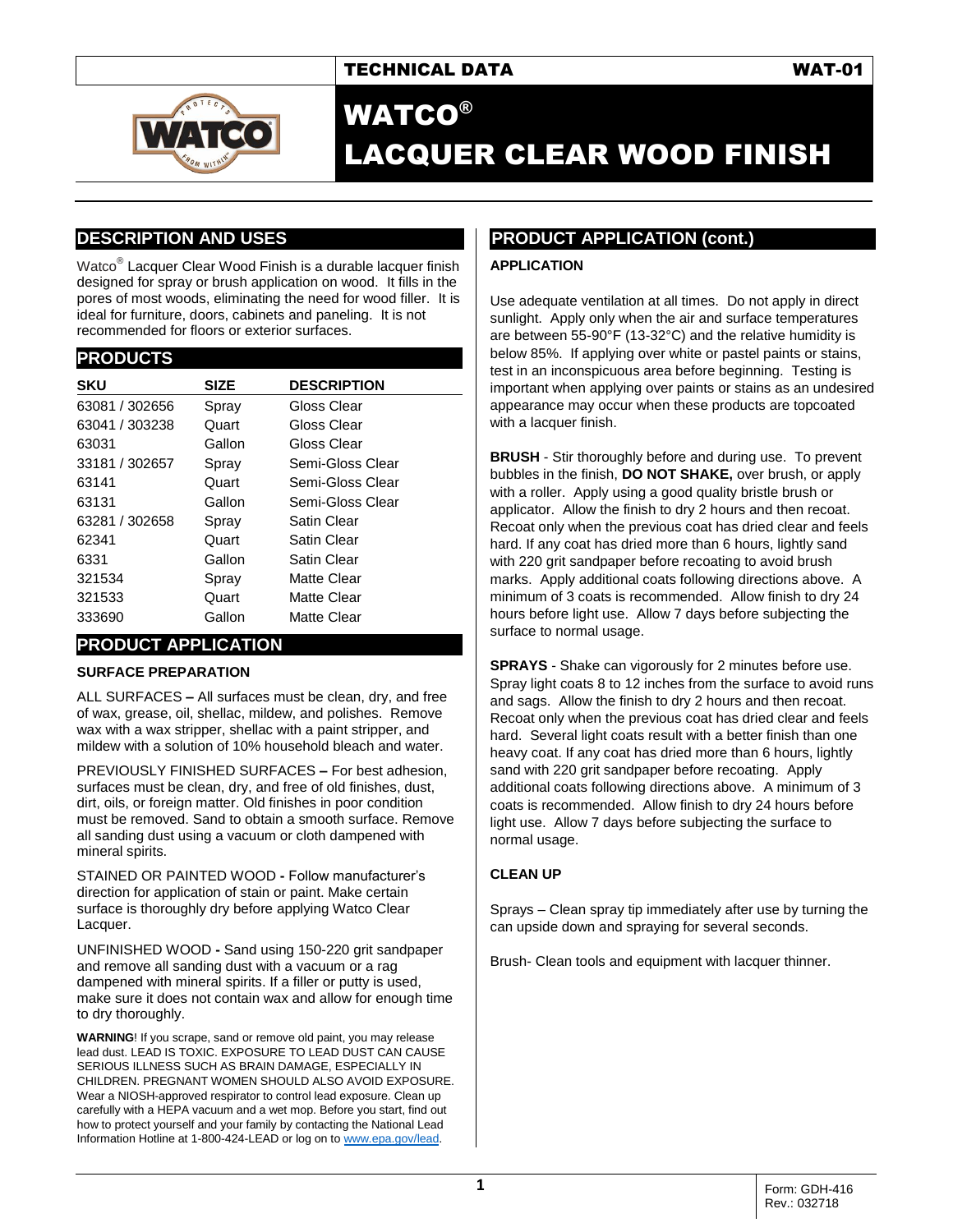TECHNICAL DATA WAT-01

# WATCO®
# LACQUER CLEAR WOOD FINISH

## DESCRIPTION AND USES

Watco® Lacquer Clear Wood Finish is a durable lacquer finish designed for spray or brush application on wood. It fills in the pores of most woods, eliminating the need for wood filler. It is ideal for furniture, doors, cabinets and paneling. It is not recommended for floors or exterior surfaces.

## PRODUCTS

| SKU | SIZE | DESCRIPTION |
|---|---|---|
| 63081 / 302656 | Spray | Gloss Clear |
| 63041 / 303238 | Quart | Gloss Clear |
| 63031 | Gallon | Gloss Clear |
| 33181 / 302657 | Spray | Semi-Gloss Clear |
| 63141 | Quart | Semi-Gloss Clear |
| 63131 | Gallon | Semi-Gloss Clear |
| 63281 / 302658 | Spray | Satin Clear |
| 62341 | Quart | Satin Clear |
| 6331 | Gallon | Satin Clear |
| 321534 | Spray | Matte Clear |
| 321533 | Quart | Matte Clear |
| 333690 | Gallon | Matte Clear |

## PRODUCT APPLICATION

### SURFACE PREPARATION

ALL SURFACES **–** All surfaces must be clean, dry, and free of wax, grease, oil, shellac, mildew, and polishes. Remove wax with a wax stripper, shellac with a paint stripper, and mildew with a solution of 10% household bleach and water.

PREVIOUSLY FINISHED SURFACES **–** For best adhesion, surfaces must be clean, dry, and free of old finishes, dust, dirt, oils, or foreign matter. Old finishes in poor condition must be removed. Sand to obtain a smooth surface. Remove all sanding dust using a vacuum or cloth dampened with mineral spirits.

STAINED OR PAINTED WOOD **-** Follow manufacturer's direction for application of stain or paint. Make certain surface is thoroughly dry before applying Watco Clear Lacquer.

UNFINISHED WOOD **-** Sand using 150-220 grit sandpaper and remove all sanding dust with a vacuum or a rag dampened with mineral spirits. If a filler or putty is used, make sure it does not contain wax and allow for enough time to dry thoroughly.

**WARNING**! If you scrape, sand or remove old paint, you may release lead dust. LEAD IS TOXIC. EXPOSURE TO LEAD DUST CAN CAUSE SERIOUS ILLNESS SUCH AS BRAIN DAMAGE, ESPECIALLY IN CHILDREN. PREGNANT WOMEN SHOULD ALSO AVOID EXPOSURE. Wear a NIOSH-approved respirator to control lead exposure. Clean up carefully with a HEPA vacuum and a wet mop. Before you start, find out how to protect yourself and your family by contacting the National Lead Information Hotline at 1-800-424-LEAD or log on to www.epa.gov/lead.

## PRODUCT APPLICATION (cont.)

### APPLICATION

Use adequate ventilation at all times. Do not apply in direct sunlight. Apply only when the air and surface temperatures are between 55-90°F (13-32°C) and the relative humidity is below 85%. If applying over white or pastel paints or stains, test in an inconspicuous area before beginning. Testing is important when applying over paints or stains as an undesired appearance may occur when these products are topcoated with a lacquer finish.

**BRUSH** - Stir thoroughly before and during use. To prevent bubbles in the finish, **DO NOT SHAKE,** over brush, or apply with a roller. Apply using a good quality bristle brush or applicator. Allow the finish to dry 2 hours and then recoat. Recoat only when the previous coat has dried clear and feels hard. If any coat has dried more than 6 hours, lightly sand with 220 grit sandpaper before recoating to avoid brush marks. Apply additional coats following directions above. A minimum of 3 coats is recommended. Allow finish to dry 24 hours before light use. Allow 7 days before subjecting the surface to normal usage.

**SPRAYS** - Shake can vigorously for 2 minutes before use. Spray light coats 8 to 12 inches from the surface to avoid runs and sags. Allow the finish to dry 2 hours and then recoat. Recoat only when the previous coat has dried clear and feels hard. Several light coats result with a better finish than one heavy coat. If any coat has dried more than 6 hours, lightly sand with 220 grit sandpaper before recoating. Apply additional coats following directions above. A minimum of 3 coats is recommended. Allow finish to dry 24 hours before light use. Allow 7 days before subjecting the surface to normal usage.

### CLEAN UP

Sprays – Clean spray tip immediately after use by turning the can upside down and spraying for several seconds.

Brush- Clean tools and equipment with lacquer thinner.

Form: GDH-416
Rev.: 032718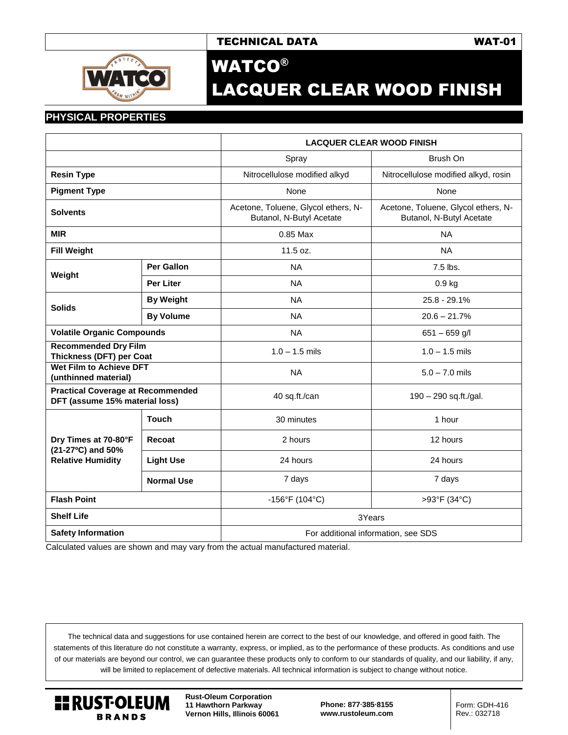TECHNICAL DATA WAT-01

# WATCO®
# LACQUER CLEAR WOOD FINISH

## PHYSICAL PROPERTIES

| | | LACQUER CLEAR WOOD FINISH | |
|---|---|---|---|
| | | Spray | Brush On |
| **Resin Type** | | Nitrocellulose modified alkyd | Nitrocellulose modified alkyd, rosin |
| **Pigment Type** | | None | None |
| **Solvents** | | Acetone, Toluene, Glycol ethers, N-Butanol, N-Butyl Acetate | Acetone, Toluene, Glycol ethers, N-Butanol, N-Butyl Acetate |
| **MIR** | | 0.85 Max | NA |
| **Fill Weight** | | 11.5 oz. | NA |
| **Weight** | **Per Gallon** | NA | 7.5 lbs. |
| | **Per Liter** | NA | 0.9 kg |
| **Solids** | **By Weight** | NA | 25.8 - 29.1% |
| | **By Volume** | NA | 20.6 – 21.7% |
| **Volatile Organic Compounds** | | NA | 651 – 659 g/l |
| **Recommended Dry Film Thickness (DFT) per Coat** | | 1.0 – 1.5 mils | 1.0 – 1.5 mils |
| **Wet Film to Achieve DFT (unthinned material)** | | NA | 5.0 – 7.0 mils |
| **Practical Coverage at Recommended DFT (assume 15% material loss)** | | 40 sq.ft./can | 190 – 290 sq.ft./gal. |
| **Dry Times at 70-80°F (21-27ºC) and 50% Relative Humidity** | **Touch** | 30 minutes | 1 hour |
| | **Recoat** | 2 hours | 12 hours |
| | **Light Use** | 24 hours | 24 hours |
| | **Normal Use** | 7 days | 7 days |
| **Flash Point** | | -156°F (104°C) | >93°F (34°C) |
| **Shelf Life** | | 3Years | |
| **Safety Information** | | For additional information, see SDS | |

Calculated values are shown and may vary from the actual manufactured material.

The technical data and suggestions for use contained herein are correct to the best of our knowledge, and offered in good faith. The statements of this literature do not constitute a warranty, express, or implied, as to the performance of these products. As conditions and use of our materials are beyond our control, we can guarantee these products only to conform to our standards of quality, and our liability, if any, will be limited to replacement of defective materials. All technical information is subject to change without notice.

RUST-OLEUM BRANDS

**Rust-Oleum Corporation**
**11 Hawthorn Parkway**
**Vernon Hills, Illinois 60061**

**Phone: 877·385·8155**
**www.rustoleum.com**

Form: GDH-416
Rev.: 032718